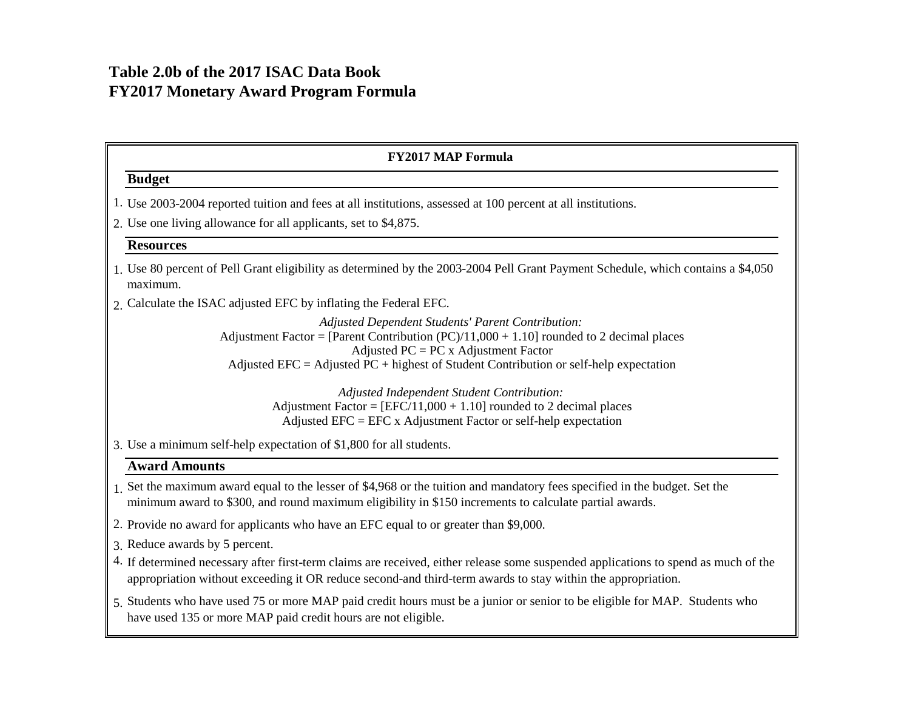# Table 2.0b of the 2017 ISAC Data Book
# FY2017 Monetary Award Program Formula

## FY2017 MAP Formula

### Budget

1. Use 2003-2004 reported tuition and fees at all institutions, assessed at 100 percent at all institutions.
2. Use one living allowance for all applicants, set to $4,875.

### Resources

1. Use 80 percent of Pell Grant eligibility as determined by the 2003-2004 Pell Grant Payment Schedule, which contains a $4,050 maximum.
2. Calculate the ISAC adjusted EFC by inflating the Federal EFC.

   *Adjusted Dependent Students' Parent Contribution:*
   Adjustment Factor = [Parent Contribution (PC)/11,000 + 1.10] rounded to 2 decimal places
   Adjusted PC = PC x Adjustment Factor
   Adjusted EFC = Adjusted PC + highest of Student Contribution or self-help expectation

   *Adjusted Independent Student Contribution:*
   Adjustment Factor = [EFC/11,000 + 1.10] rounded to 2 decimal places
   Adjusted EFC = EFC x Adjustment Factor or self-help expectation

3. Use a minimum self-help expectation of $1,800 for all students.

### Award Amounts

1. Set the maximum award equal to the lesser of $4,968 or the tuition and mandatory fees specified in the budget. Set the minimum award to $300, and round maximum eligibility in $150 increments to calculate partial awards.
2. Provide no award for applicants who have an EFC equal to or greater than $9,000.
3. Reduce awards by 5 percent.
4. If determined necessary after first-term claims are received, either release some suspended applications to spend as much of the appropriation without exceeding it OR reduce second-and third-term awards to stay within the appropriation.
5. Students who have used 75 or more MAP paid credit hours must be a junior or senior to be eligible for MAP. Students who have used 135 or more MAP paid credit hours are not eligible.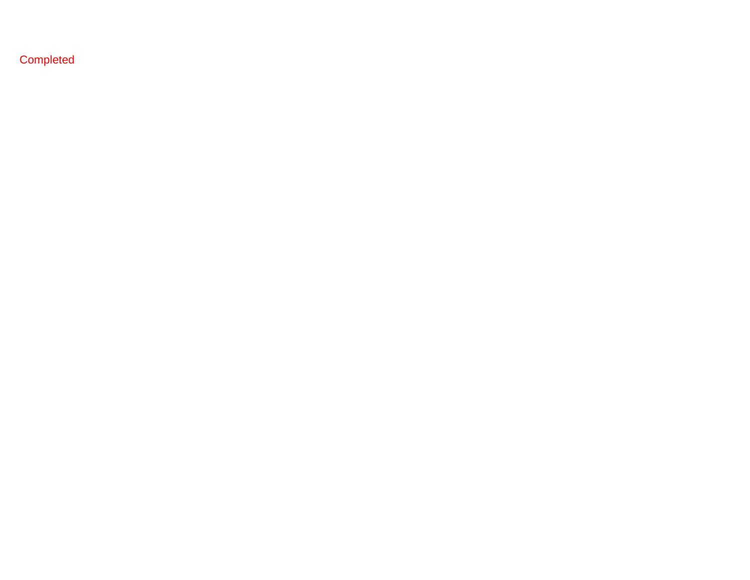Completed